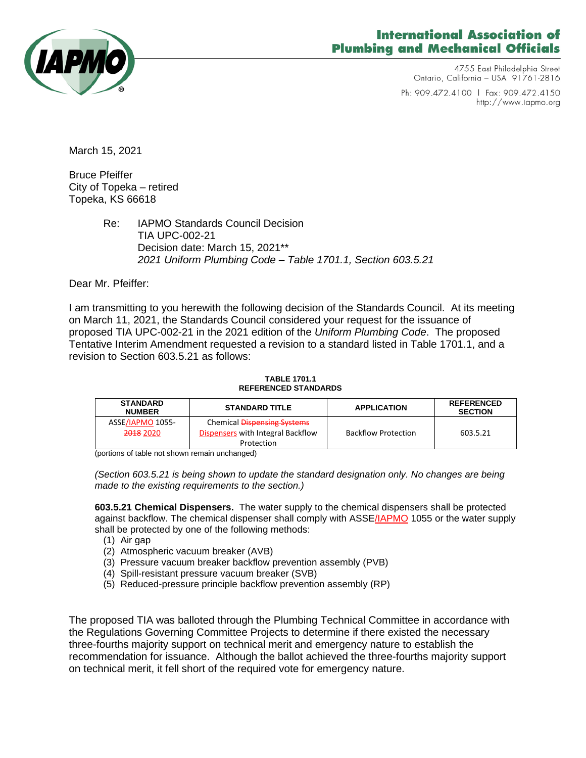# International Association of Plumbing and Mechanical Officials

4755 East Philadelphia Street
Ontario, California – USA 91761-2816

Ph: 909.472.4100 | Fax: 909.472.4150
http://www.iapmo.org

March 15, 2021

Bruce Pfeiffer
City of Topeka – retired
Topeka, KS 66618

Re: IAPMO Standards Council Decision
TIA UPC-002-21
Decision date: March 15, 2021**
*2021 Uniform Plumbing Code – Table 1701.1, Section 603.5.21*

Dear Mr. Pfeiffer:

I am transmitting to you herewith the following decision of the Standards Council. At its meeting on March 11, 2021, the Standards Council considered your request for the issuance of proposed TIA UPC-002-21 in the 2021 edition of the *Uniform Plumbing Code*. The proposed Tentative Interim Amendment requested a revision to a standard listed in Table 1701.1, and a revision to Section 603.5.21 as follows:

**TABLE 1701.1
REFERENCED STANDARDS**

| STANDARD NUMBER | STANDARD TITLE | APPLICATION | REFERENCED SECTION |
|---|---|---|---|
| ASSE/IAPMO 1055-~~2018~~ 2020 | Chemical ~~Dispensing Systems~~ Dispensers with Integral Backflow Protection | Backflow Protection | 603.5.21 |

(portions of table not shown remain unchanged)

*(Section 603.5.21 is being shown to update the standard designation only. No changes are being made to the existing requirements to the section.)*

**603.5.21 Chemical Dispensers.** The water supply to the chemical dispensers shall be protected against backflow. The chemical dispenser shall comply with ASSE/IAPMO 1055 or the water supply shall be protected by one of the following methods:

(1) Air gap
(2) Atmospheric vacuum breaker (AVB)
(3) Pressure vacuum breaker backflow prevention assembly (PVB)
(4) Spill-resistant pressure vacuum breaker (SVB)
(5) Reduced-pressure principle backflow prevention assembly (RP)

The proposed TIA was balloted through the Plumbing Technical Committee in accordance with the Regulations Governing Committee Projects to determine if there existed the necessary three-fourths majority support on technical merit and emergency nature to establish the recommendation for issuance. Although the ballot achieved the three-fourths majority support on technical merit, it fell short of the required vote for emergency nature.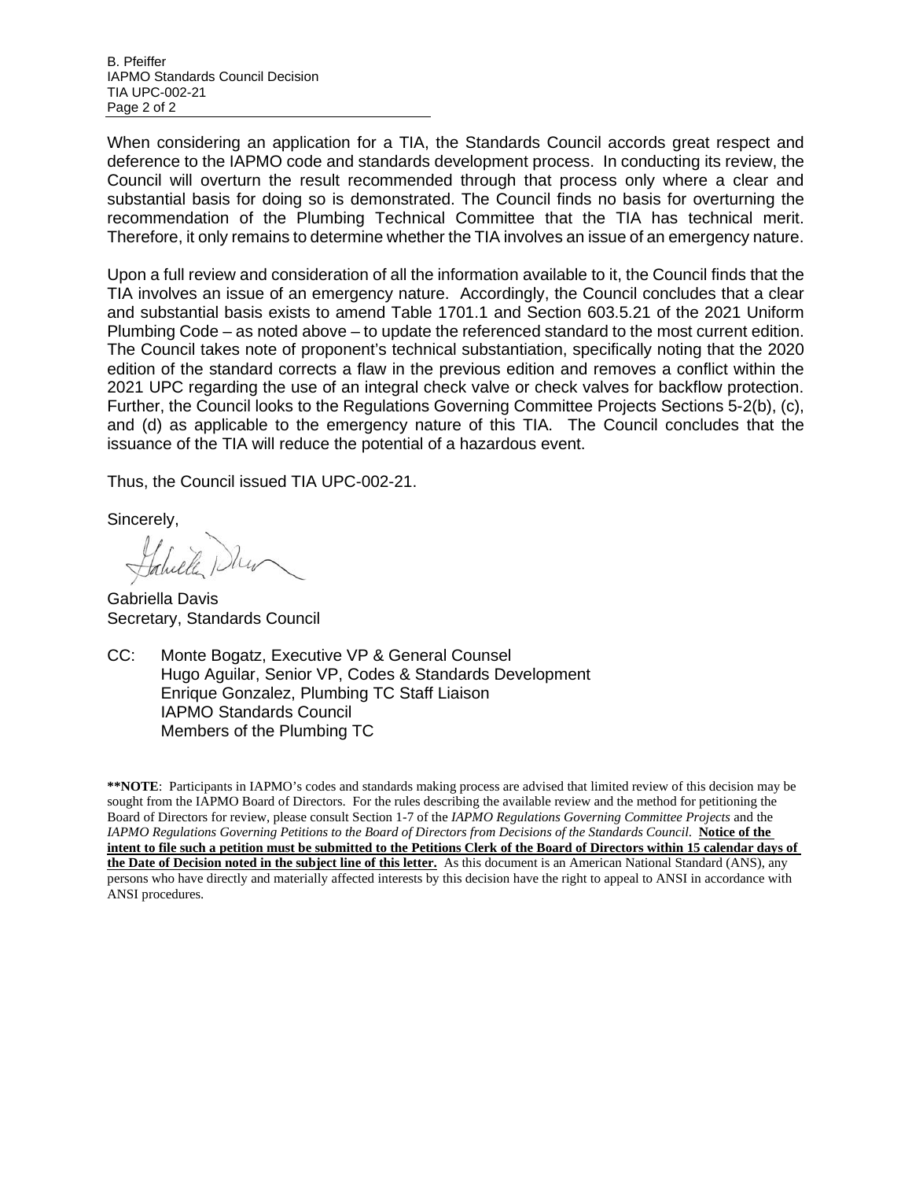When considering an application for a TIA, the Standards Council accords great respect and deference to the IAPMO code and standards development process. In conducting its review, the Council will overturn the result recommended through that process only where a clear and substantial basis for doing so is demonstrated. The Council finds no basis for overturning the recommendation of the Plumbing Technical Committee that the TIA has technical merit. Therefore, it only remains to determine whether the TIA involves an issue of an emergency nature.

Upon a full review and consideration of all the information available to it, the Council finds that the TIA involves an issue of an emergency nature. Accordingly, the Council concludes that a clear and substantial basis exists to amend Table 1701.1 and Section 603.5.21 of the 2021 Uniform Plumbing Code – as noted above – to update the referenced standard to the most current edition. The Council takes note of proponent's technical substantiation, specifically noting that the 2020 edition of the standard corrects a flaw in the previous edition and removes a conflict within the 2021 UPC regarding the use of an integral check valve or check valves for backflow protection. Further, the Council looks to the Regulations Governing Committee Projects Sections 5-2(b), (c), and (d) as applicable to the emergency nature of this TIA. The Council concludes that the issuance of the TIA will reduce the potential of a hazardous event.

Thus, the Council issued TIA UPC-002-21.

Sincerely,

Gabriella Davis
Secretary, Standards Council

CC: Monte Bogatz, Executive VP & General Counsel
Hugo Aguilar, Senior VP, Codes & Standards Development
Enrique Gonzalez, Plumbing TC Staff Liaison
IAPMO Standards Council
Members of the Plumbing TC

**\*\*NOTE**: Participants in IAPMO's codes and standards making process are advised that limited review of this decision may be sought from the IAPMO Board of Directors. For the rules describing the available review and the method for petitioning the Board of Directors for review, please consult Section 1-7 of the *IAPMO Regulations Governing Committee Projects* and the *IAPMO Regulations Governing Petitions to the Board of Directors from Decisions of the Standards Council*. **Notice of the intent to file such a petition must be submitted to the Petitions Clerk of the Board of Directors within 15 calendar days of the Date of Decision noted in the subject line of this letter.** As this document is an American National Standard (ANS), any persons who have directly and materially affected interests by this decision have the right to appeal to ANSI in accordance with ANSI procedures.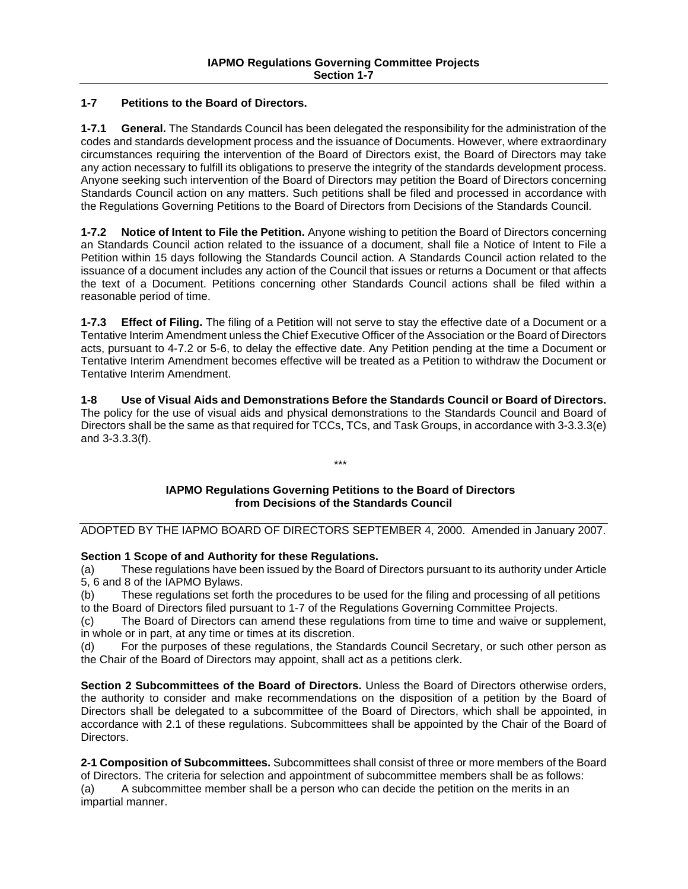### 1-7 Petitions to the Board of Directors.

**1-7.1 General.** The Standards Council has been delegated the responsibility for the administration of the codes and standards development process and the issuance of Documents. However, where extraordinary circumstances requiring the intervention of the Board of Directors exist, the Board of Directors may take any action necessary to fulfill its obligations to preserve the integrity of the standards development process. Anyone seeking such intervention of the Board of Directors may petition the Board of Directors concerning Standards Council action on any matters. Such petitions shall be filed and processed in accordance with the Regulations Governing Petitions to the Board of Directors from Decisions of the Standards Council.

**1-7.2 Notice of Intent to File the Petition.** Anyone wishing to petition the Board of Directors concerning an Standards Council action related to the issuance of a document, shall file a Notice of Intent to File a Petition within 15 days following the Standards Council action. A Standards Council action related to the issuance of a document includes any action of the Council that issues or returns a Document or that affects the text of a Document. Petitions concerning other Standards Council actions shall be filed within a reasonable period of time.

**1-7.3 Effect of Filing.** The filing of a Petition will not serve to stay the effective date of a Document or a Tentative Interim Amendment unless the Chief Executive Officer of the Association or the Board of Directors acts, pursuant to 4-7.2 or 5-6, to delay the effective date. Any Petition pending at the time a Document or Tentative Interim Amendment becomes effective will be treated as a Petition to withdraw the Document or Tentative Interim Amendment.

**1-8 Use of Visual Aids and Demonstrations Before the Standards Council or Board of Directors.** The policy for the use of visual aids and physical demonstrations to the Standards Council and Board of Directors shall be the same as that required for TCCs, TCs, and Task Groups, in accordance with 3-3.3.3(e) and 3-3.3.3(f).

\*\*\*

## IAPMO Regulations Governing Petitions to the Board of Directors from Decisions of the Standards Council

ADOPTED BY THE IAPMO BOARD OF DIRECTORS SEPTEMBER 4, 2000. Amended in January 2007.

**Section 1 Scope of and Authority for these Regulations.**

(a) These regulations have been issued by the Board of Directors pursuant to its authority under Article 5, 6 and 8 of the IAPMO Bylaws.

(b) These regulations set forth the procedures to be used for the filing and processing of all petitions to the Board of Directors filed pursuant to 1-7 of the Regulations Governing Committee Projects.

(c) The Board of Directors can amend these regulations from time to time and waive or supplement, in whole or in part, at any time or times at its discretion.

(d) For the purposes of these regulations, the Standards Council Secretary, or such other person as the Chair of the Board of Directors may appoint, shall act as a petitions clerk.

**Section 2 Subcommittees of the Board of Directors.** Unless the Board of Directors otherwise orders, the authority to consider and make recommendations on the disposition of a petition by the Board of Directors shall be delegated to a subcommittee of the Board of Directors, which shall be appointed, in accordance with 2.1 of these regulations. Subcommittees shall be appointed by the Chair of the Board of Directors.

**2-1 Composition of Subcommittees.** Subcommittees shall consist of three or more members of the Board of Directors. The criteria for selection and appointment of subcommittee members shall be as follows:

(a) A subcommittee member shall be a person who can decide the petition on the merits in an impartial manner.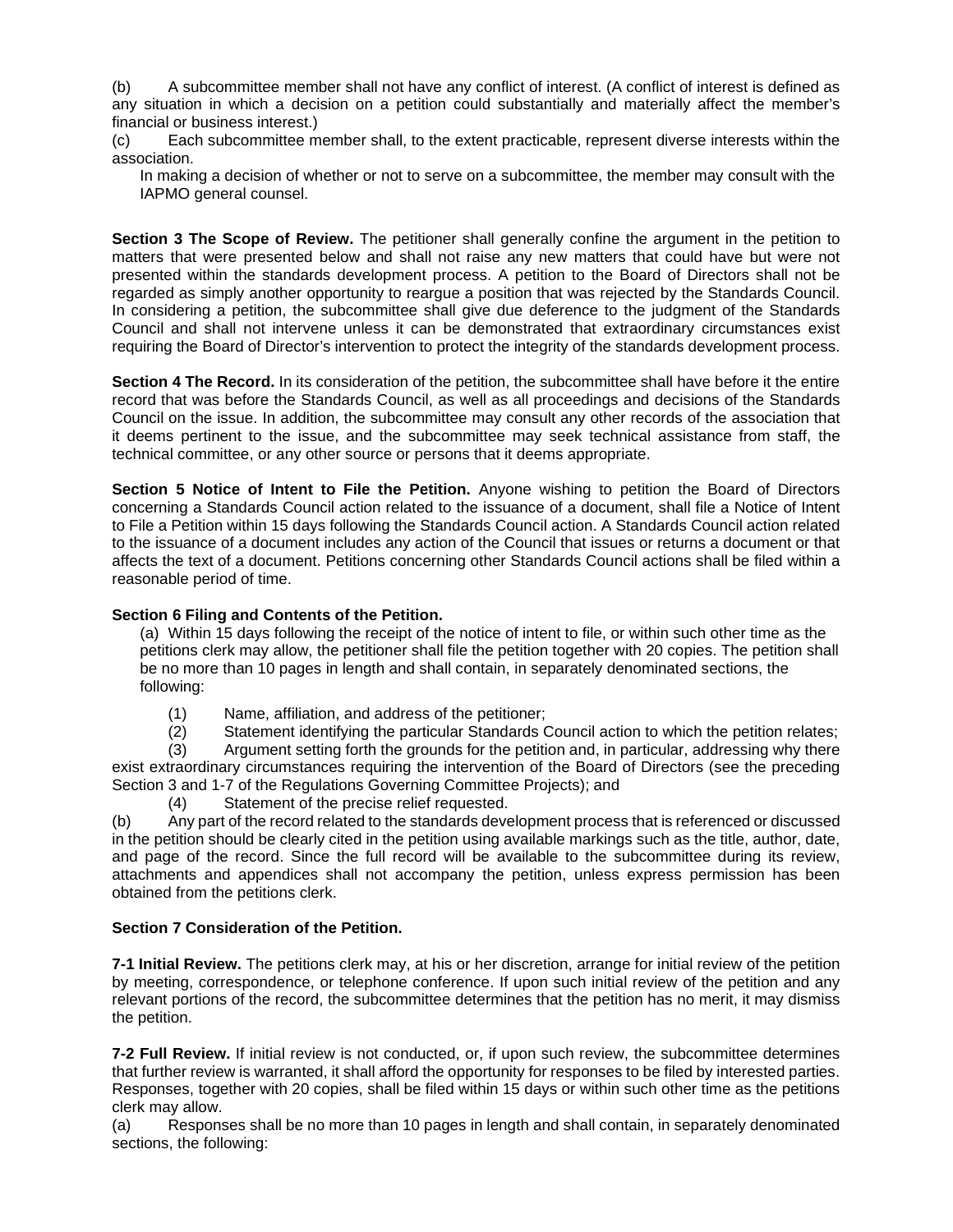(b) A subcommittee member shall not have any conflict of interest. (A conflict of interest is defined as any situation in which a decision on a petition could substantially and materially affect the member's financial or business interest.)

(c) Each subcommittee member shall, to the extent practicable, represent diverse interests within the association.

In making a decision of whether or not to serve on a subcommittee, the member may consult with the IAPMO general counsel.

**Section 3 The Scope of Review.** The petitioner shall generally confine the argument in the petition to matters that were presented below and shall not raise any new matters that could have but were not presented within the standards development process. A petition to the Board of Directors shall not be regarded as simply another opportunity to reargue a position that was rejected by the Standards Council. In considering a petition, the subcommittee shall give due deference to the judgment of the Standards Council and shall not intervene unless it can be demonstrated that extraordinary circumstances exist requiring the Board of Director's intervention to protect the integrity of the standards development process.

**Section 4 The Record.** In its consideration of the petition, the subcommittee shall have before it the entire record that was before the Standards Council, as well as all proceedings and decisions of the Standards Council on the issue. In addition, the subcommittee may consult any other records of the association that it deems pertinent to the issue, and the subcommittee may seek technical assistance from staff, the technical committee, or any other source or persons that it deems appropriate.

**Section 5 Notice of Intent to File the Petition.** Anyone wishing to petition the Board of Directors concerning a Standards Council action related to the issuance of a document, shall file a Notice of Intent to File a Petition within 15 days following the Standards Council action. A Standards Council action related to the issuance of a document includes any action of the Council that issues or returns a document or that affects the text of a document. Petitions concerning other Standards Council actions shall be filed within a reasonable period of time.

**Section 6 Filing and Contents of the Petition.**

(a) Within 15 days following the receipt of the notice of intent to file, or within such other time as the petitions clerk may allow, the petitioner shall file the petition together with 20 copies. The petition shall be no more than 10 pages in length and shall contain, in separately denominated sections, the following:

(1) Name, affiliation, and address of the petitioner;

(2) Statement identifying the particular Standards Council action to which the petition relates;

(3) Argument setting forth the grounds for the petition and, in particular, addressing why there exist extraordinary circumstances requiring the intervention of the Board of Directors (see the preceding Section 3 and 1-7 of the Regulations Governing Committee Projects); and

(4) Statement of the precise relief requested.

(b) Any part of the record related to the standards development process that is referenced or discussed in the petition should be clearly cited in the petition using available markings such as the title, author, date, and page of the record. Since the full record will be available to the subcommittee during its review, attachments and appendices shall not accompany the petition, unless express permission has been obtained from the petitions clerk.

**Section 7 Consideration of the Petition.**

**7-1 Initial Review.** The petitions clerk may, at his or her discretion, arrange for initial review of the petition by meeting, correspondence, or telephone conference. If upon such initial review of the petition and any relevant portions of the record, the subcommittee determines that the petition has no merit, it may dismiss the petition.

**7-2 Full Review.** If initial review is not conducted, or, if upon such review, the subcommittee determines that further review is warranted, it shall afford the opportunity for responses to be filed by interested parties. Responses, together with 20 copies, shall be filed within 15 days or within such other time as the petitions clerk may allow.

(a) Responses shall be no more than 10 pages in length and shall contain, in separately denominated sections, the following: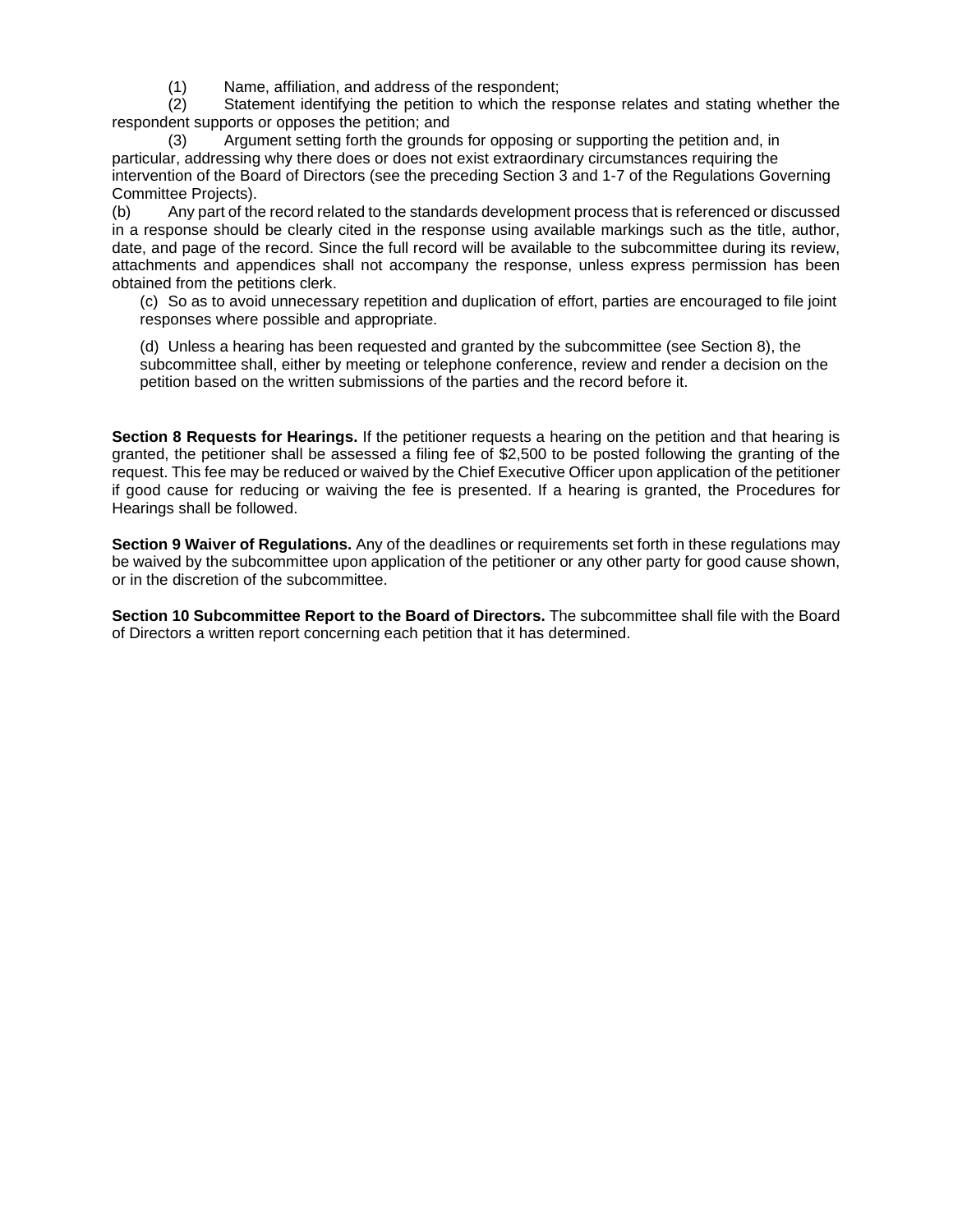(1) Name, affiliation, and address of the respondent;

(2) Statement identifying the petition to which the response relates and stating whether the respondent supports or opposes the petition; and

(3) Argument setting forth the grounds for opposing or supporting the petition and, in particular, addressing why there does or does not exist extraordinary circumstances requiring the intervention of the Board of Directors (see the preceding Section 3 and 1-7 of the Regulations Governing Committee Projects).

(b) Any part of the record related to the standards development process that is referenced or discussed in a response should be clearly cited in the response using available markings such as the title, author, date, and page of the record. Since the full record will be available to the subcommittee during its review, attachments and appendices shall not accompany the response, unless express permission has been obtained from the petitions clerk.

(c) So as to avoid unnecessary repetition and duplication of effort, parties are encouraged to file joint responses where possible and appropriate.

(d) Unless a hearing has been requested and granted by the subcommittee (see Section 8), the subcommittee shall, either by meeting or telephone conference, review and render a decision on the petition based on the written submissions of the parties and the record before it.

**Section 8 Requests for Hearings.** If the petitioner requests a hearing on the petition and that hearing is granted, the petitioner shall be assessed a filing fee of $2,500 to be posted following the granting of the request. This fee may be reduced or waived by the Chief Executive Officer upon application of the petitioner if good cause for reducing or waiving the fee is presented. If a hearing is granted, the Procedures for Hearings shall be followed.

**Section 9 Waiver of Regulations.** Any of the deadlines or requirements set forth in these regulations may be waived by the subcommittee upon application of the petitioner or any other party for good cause shown, or in the discretion of the subcommittee.

**Section 10 Subcommittee Report to the Board of Directors.** The subcommittee shall file with the Board of Directors a written report concerning each petition that it has determined.